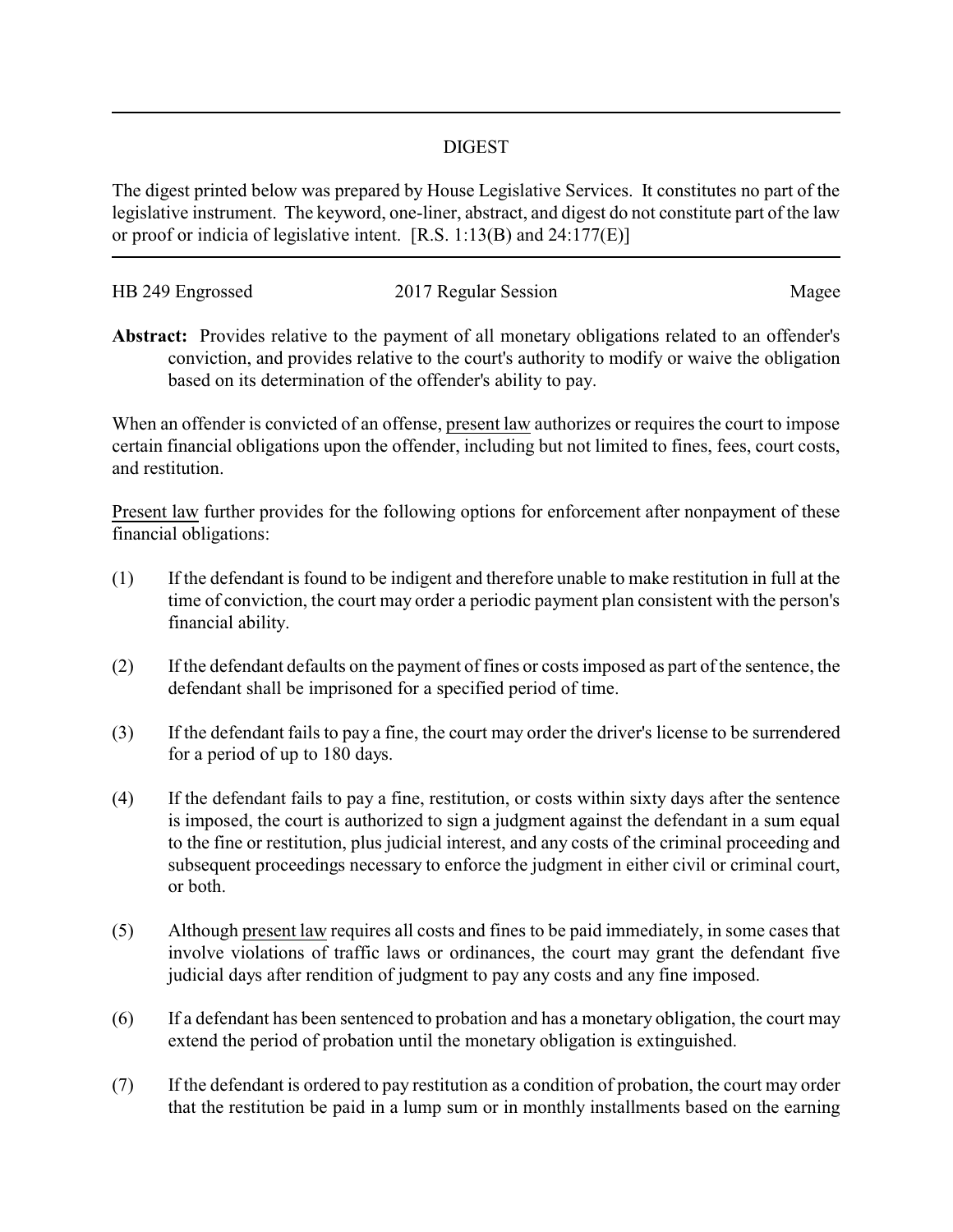# DIGEST

The digest printed below was prepared by House Legislative Services. It constitutes no part of the legislative instrument. The keyword, one-liner, abstract, and digest do not constitute part of the law or proof or indicia of legislative intent. [R.S. 1:13(B) and 24:177(E)]

HB 249 Engrossed | 2017 Regular Session | Magee

**Abstract:** Provides relative to the payment of all monetary obligations related to an offender's conviction, and provides relative to the court's authority to modify or waive the obligation based on its determination of the offender's ability to pay.

When an offender is convicted of an offense, present law authorizes or requires the court to impose certain financial obligations upon the offender, including but not limited to fines, fees, court costs, and restitution.

Present law further provides for the following options for enforcement after nonpayment of these financial obligations:

(1) If the defendant is found to be indigent and therefore unable to make restitution in full at the time of conviction, the court may order a periodic payment plan consistent with the person's financial ability.

(2) If the defendant defaults on the payment of fines or costs imposed as part of the sentence, the defendant shall be imprisoned for a specified period of time.

(3) If the defendant fails to pay a fine, the court may order the driver's license to be surrendered for a period of up to 180 days.

(4) If the defendant fails to pay a fine, restitution, or costs within sixty days after the sentence is imposed, the court is authorized to sign a judgment against the defendant in a sum equal to the fine or restitution, plus judicial interest, and any costs of the criminal proceeding and subsequent proceedings necessary to enforce the judgment in either civil or criminal court, or both.

(5) Although present law requires all costs and fines to be paid immediately, in some cases that involve violations of traffic laws or ordinances, the court may grant the defendant five judicial days after rendition of judgment to pay any costs and any fine imposed.

(6) If a defendant has been sentenced to probation and has a monetary obligation, the court may extend the period of probation until the monetary obligation is extinguished.

(7) If the defendant is ordered to pay restitution as a condition of probation, the court may order that the restitution be paid in a lump sum or in monthly installments based on the earning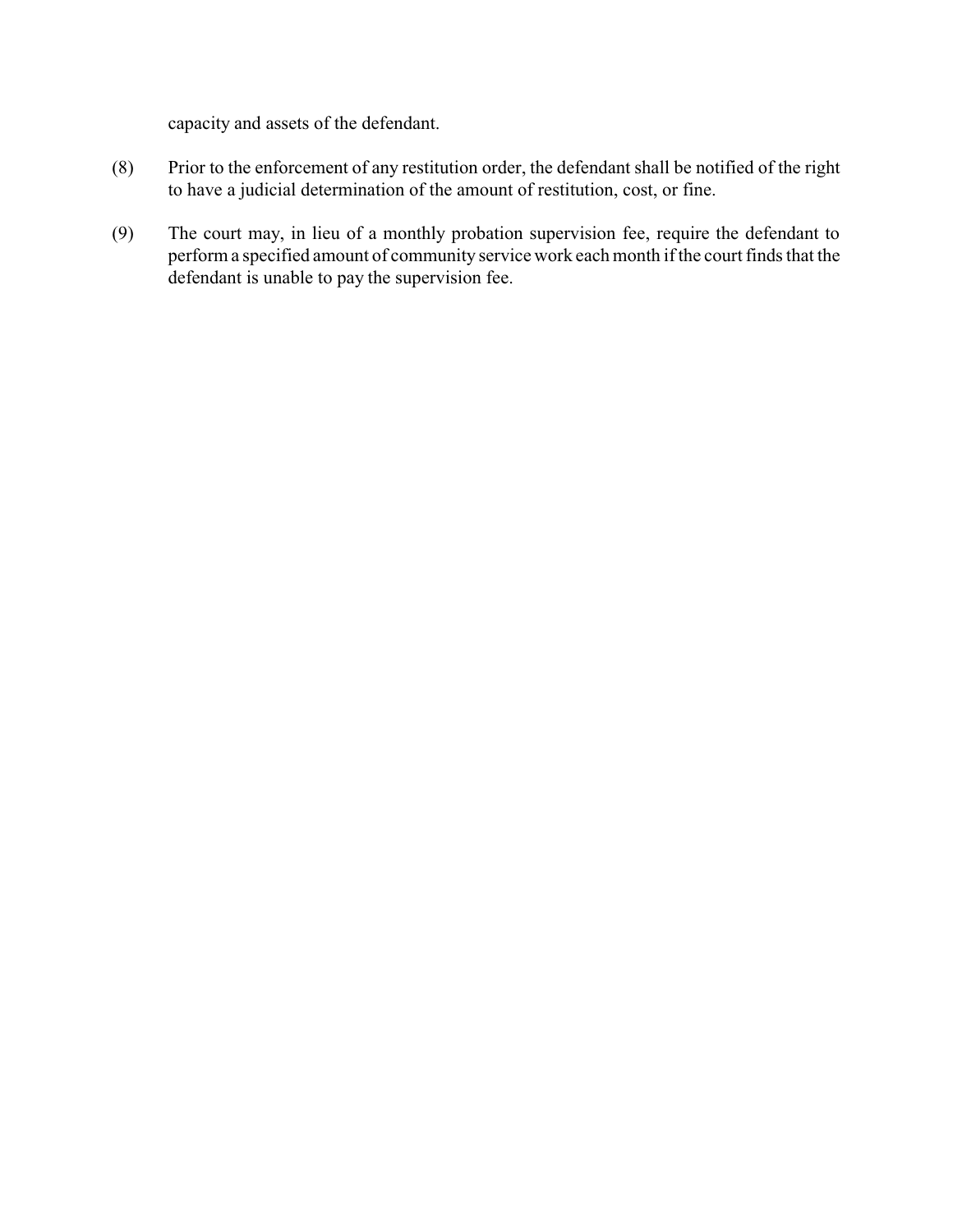capacity and assets of the defendant.

(8) Prior to the enforcement of any restitution order, the defendant shall be notified of the right to have a judicial determination of the amount of restitution, cost, or fine.

(9) The court may, in lieu of a monthly probation supervision fee, require the defendant to perform a specified amount of community service work each month if the court finds that the defendant is unable to pay the supervision fee.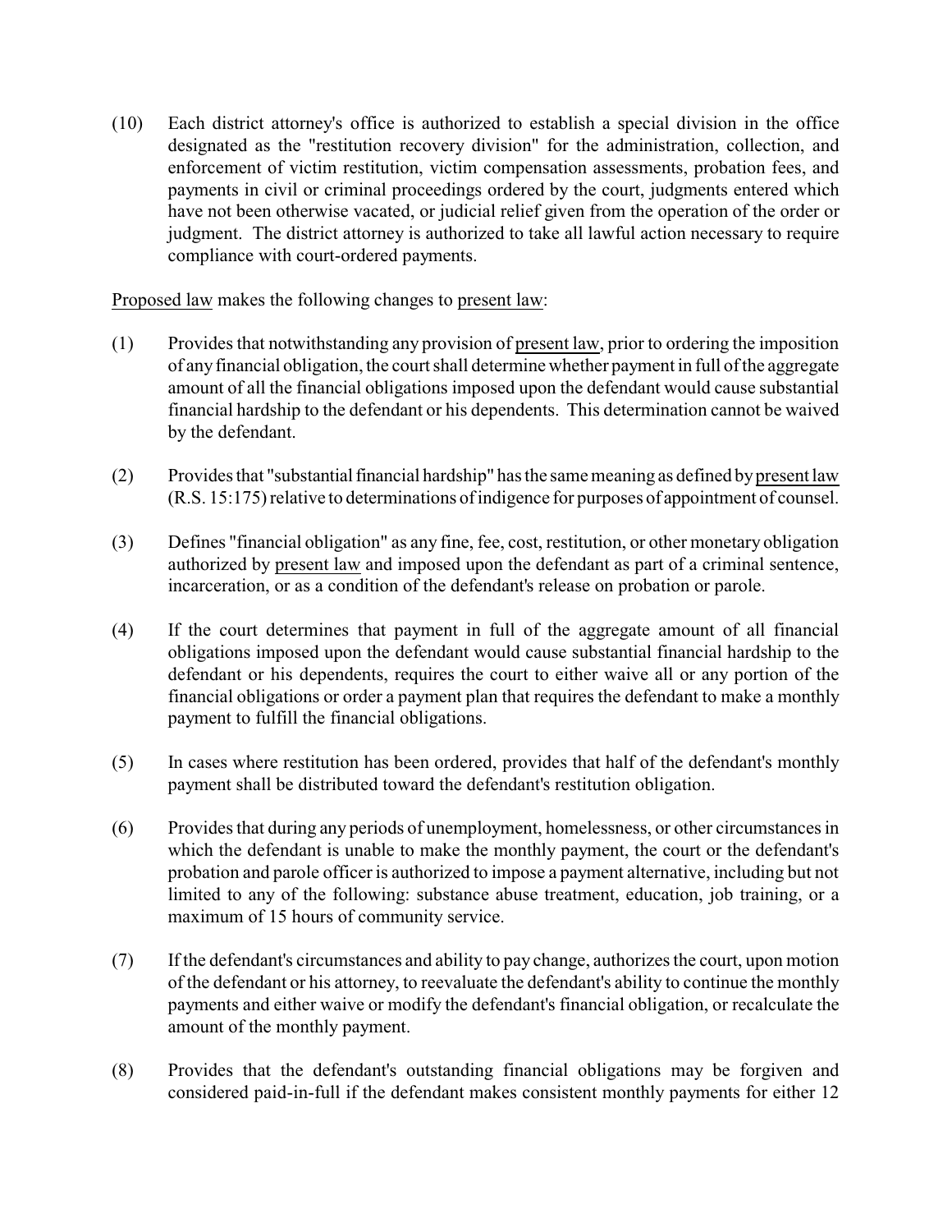(10) Each district attorney's office is authorized to establish a special division in the office designated as the "restitution recovery division" for the administration, collection, and enforcement of victim restitution, victim compensation assessments, probation fees, and payments in civil or criminal proceedings ordered by the court, judgments entered which have not been otherwise vacated, or judicial relief given from the operation of the order or judgment. The district attorney is authorized to take all lawful action necessary to require compliance with court-ordered payments.

Proposed law makes the following changes to present law:

(1) Provides that notwithstanding any provision of present law, prior to ordering the imposition of any financial obligation, the court shall determine whether payment in full of the aggregate amount of all the financial obligations imposed upon the defendant would cause substantial financial hardship to the defendant or his dependents. This determination cannot be waived by the defendant.

(2) Provides that "substantial financial hardship" has the same meaning as defined by present law (R.S. 15:175) relative to determinations of indigence for purposes of appointment of counsel.

(3) Defines "financial obligation" as any fine, fee, cost, restitution, or other monetary obligation authorized by present law and imposed upon the defendant as part of a criminal sentence, incarceration, or as a condition of the defendant's release on probation or parole.

(4) If the court determines that payment in full of the aggregate amount of all financial obligations imposed upon the defendant would cause substantial financial hardship to the defendant or his dependents, requires the court to either waive all or any portion of the financial obligations or order a payment plan that requires the defendant to make a monthly payment to fulfill the financial obligations.

(5) In cases where restitution has been ordered, provides that half of the defendant's monthly payment shall be distributed toward the defendant's restitution obligation.

(6) Provides that during any periods of unemployment, homelessness, or other circumstances in which the defendant is unable to make the monthly payment, the court or the defendant's probation and parole officer is authorized to impose a payment alternative, including but not limited to any of the following: substance abuse treatment, education, job training, or a maximum of 15 hours of community service.

(7) If the defendant's circumstances and ability to pay change, authorizes the court, upon motion of the defendant or his attorney, to reevaluate the defendant's ability to continue the monthly payments and either waive or modify the defendant's financial obligation, or recalculate the amount of the monthly payment.

(8) Provides that the defendant's outstanding financial obligations may be forgiven and considered paid-in-full if the defendant makes consistent monthly payments for either 12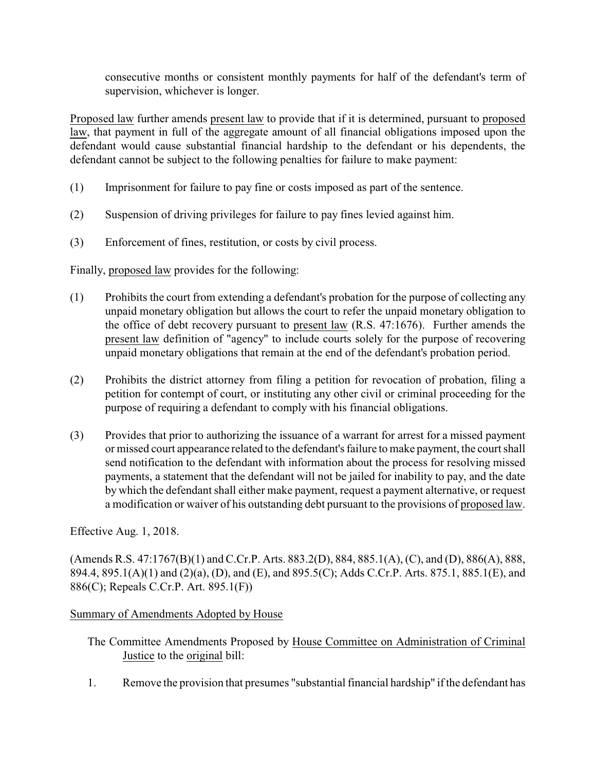consecutive months or consistent monthly payments for half of the defendant's term of supervision, whichever is longer.

Proposed law further amends present law to provide that if it is determined, pursuant to proposed law, that payment in full of the aggregate amount of all financial obligations imposed upon the defendant would cause substantial financial hardship to the defendant or his dependents, the defendant cannot be subject to the following penalties for failure to make payment:

(1) Imprisonment for failure to pay fine or costs imposed as part of the sentence.

(2) Suspension of driving privileges for failure to pay fines levied against him.

(3) Enforcement of fines, restitution, or costs by civil process.

Finally, proposed law provides for the following:

(1) Prohibits the court from extending a defendant's probation for the purpose of collecting any unpaid monetary obligation but allows the court to refer the unpaid monetary obligation to the office of debt recovery pursuant to present law (R.S. 47:1676). Further amends the present law definition of "agency" to include courts solely for the purpose of recovering unpaid monetary obligations that remain at the end of the defendant's probation period.

(2) Prohibits the district attorney from filing a petition for revocation of probation, filing a petition for contempt of court, or instituting any other civil or criminal proceeding for the purpose of requiring a defendant to comply with his financial obligations.

(3) Provides that prior to authorizing the issuance of a warrant for arrest for a missed payment or missed court appearance related to the defendant's failure to make payment, the court shall send notification to the defendant with information about the process for resolving missed payments, a statement that the defendant will not be jailed for inability to pay, and the date by which the defendant shall either make payment, request a payment alternative, or request a modification or waiver of his outstanding debt pursuant to the provisions of proposed law.

Effective Aug. 1, 2018.

(Amends R.S. 47:1767(B)(1) and C.Cr.P. Arts. 883.2(D), 884, 885.1(A), (C), and (D), 886(A), 888, 894.4, 895.1(A)(1) and (2)(a), (D), and (E), and 895.5(C); Adds C.Cr.P. Arts. 875.1, 885.1(E), and 886(C); Repeals C.Cr.P. Art. 895.1(F))

Summary of Amendments Adopted by House

The Committee Amendments Proposed by House Committee on Administration of Criminal Justice to the original bill:

1. Remove the provision that presumes "substantial financial hardship" if the defendant has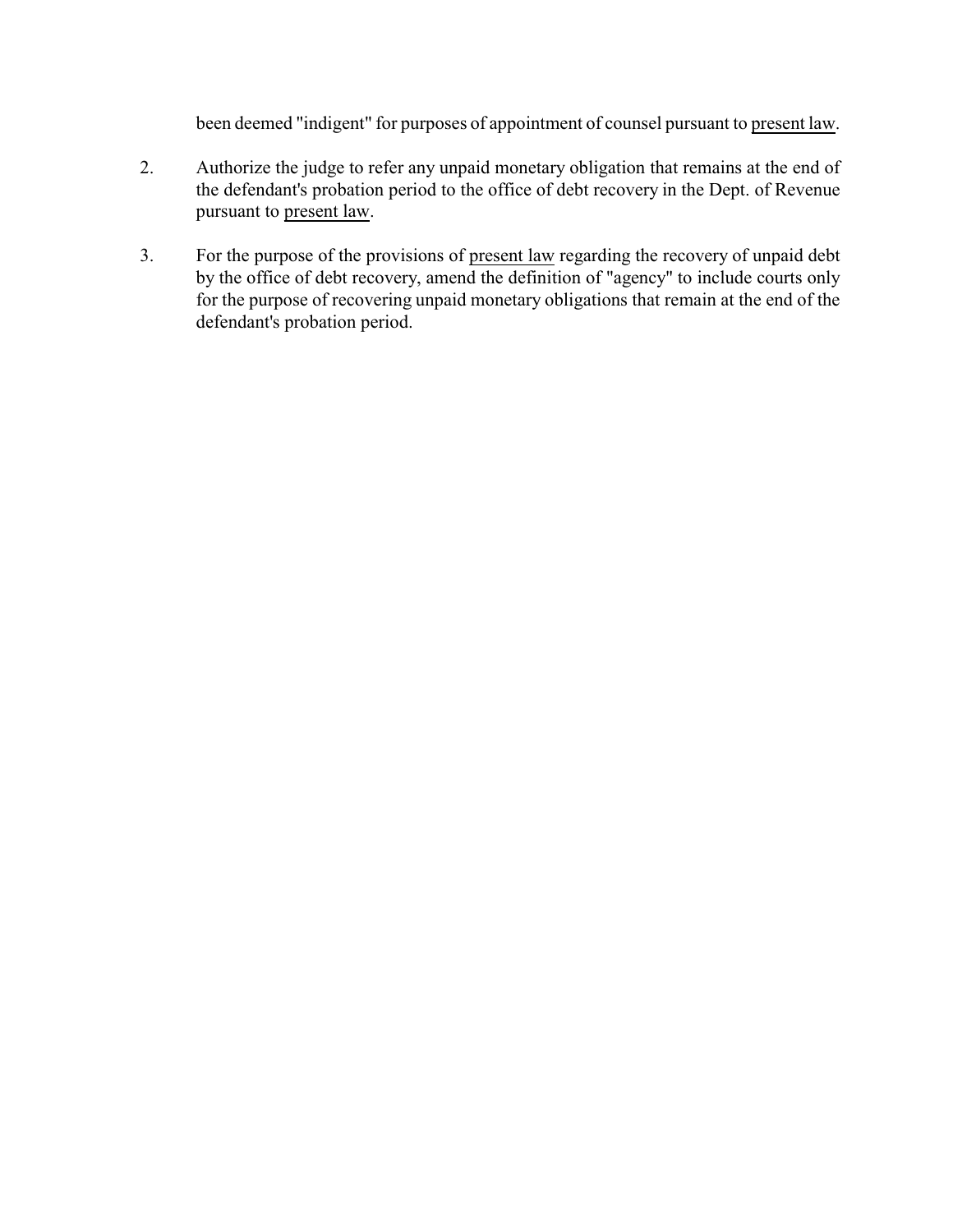been deemed "indigent" for purposes of appointment of counsel pursuant to present law.

2. Authorize the judge to refer any unpaid monetary obligation that remains at the end of the defendant's probation period to the office of debt recovery in the Dept. of Revenue pursuant to present law.

3. For the purpose of the provisions of present law regarding the recovery of unpaid debt by the office of debt recovery, amend the definition of "agency" to include courts only for the purpose of recovering unpaid monetary obligations that remain at the end of the defendant's probation period.